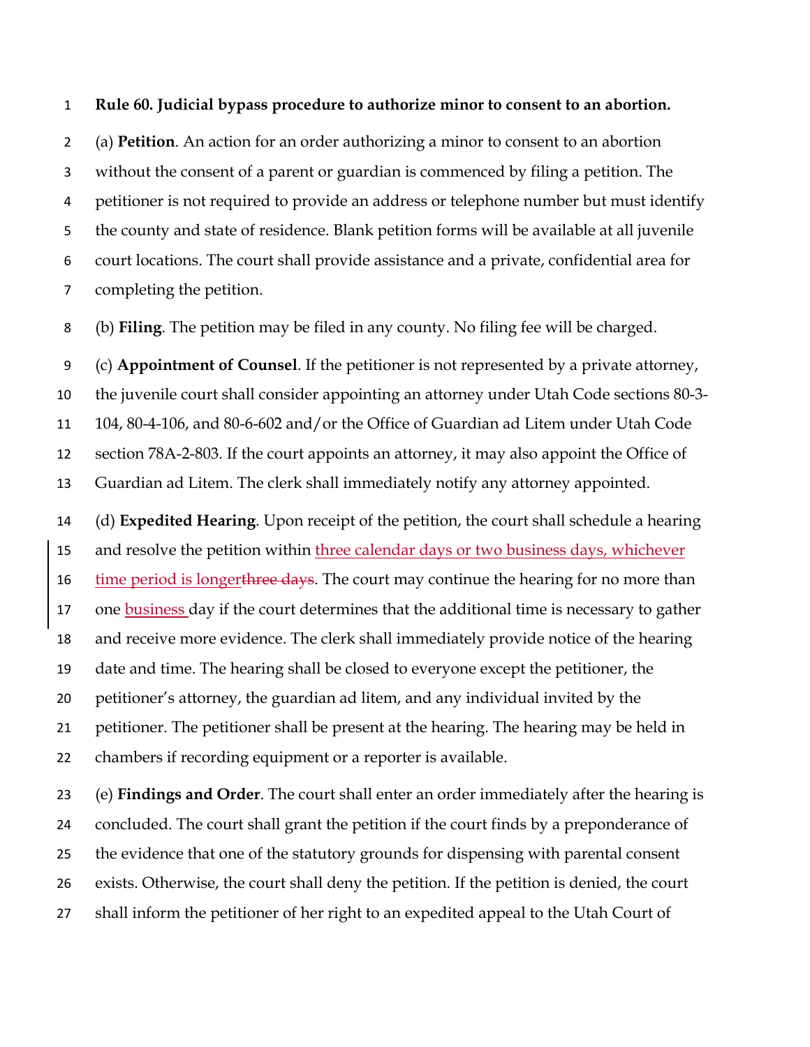**Rule 60. Judicial bypass procedure to authorize minor to consent to an abortion.**

(a) **Petition**. An action for an order authorizing a minor to consent to an abortion without the consent of a parent or guardian is commenced by filing a petition. The petitioner is not required to provide an address or telephone number but must identify the county and state of residence. Blank petition forms will be available at all juvenile court locations. The court shall provide assistance and a private, confidential area for completing the petition.

(b) **Filing**. The petition may be filed in any county. No filing fee will be charged.

(c) **Appointment of Counsel**. If the petitioner is not represented by a private attorney, the juvenile court shall consider appointing an attorney under Utah Code sections 80-3-104, 80-4-106, and 80-6-602 and/or the Office of Guardian ad Litem under Utah Code section 78A-2-803. If the court appoints an attorney, it may also appoint the Office of Guardian ad Litem. The clerk shall immediately notify any attorney appointed.

(d) **Expedited Hearing**. Upon receipt of the petition, the court shall schedule a hearing and resolve the petition within <ins>three calendar days or two business days, whichever time period is longer</ins><del>three days</del>. The court may continue the hearing for no more than one <ins>business </ins>day if the court determines that the additional time is necessary to gather and receive more evidence. The clerk shall immediately provide notice of the hearing date and time. The hearing shall be closed to everyone except the petitioner, the petitioner's attorney, the guardian ad litem, and any individual invited by the petitioner. The petitioner shall be present at the hearing. The hearing may be held in chambers if recording equipment or a reporter is available.

(e) **Findings and Order**. The court shall enter an order immediately after the hearing is concluded. The court shall grant the petition if the court finds by a preponderance of the evidence that one of the statutory grounds for dispensing with parental consent exists. Otherwise, the court shall deny the petition. If the petition is denied, the court shall inform the petitioner of her right to an expedited appeal to the Utah Court of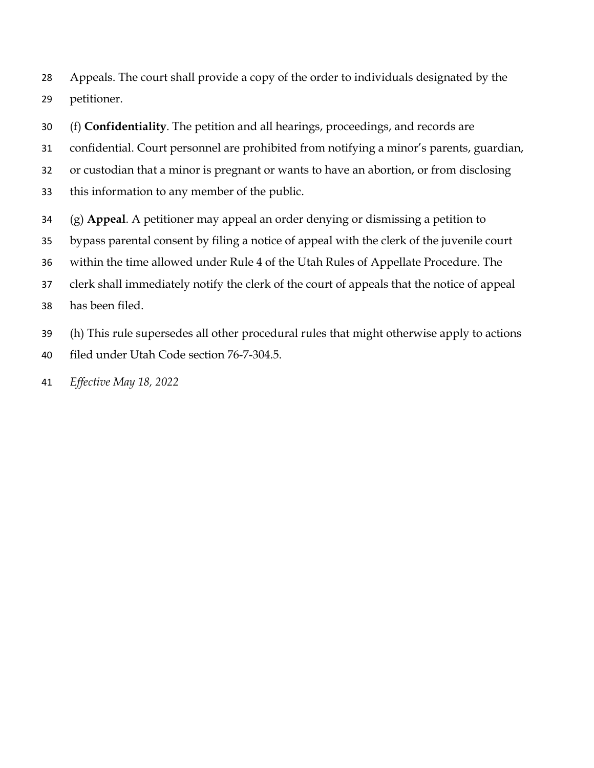Appeals. The court shall provide a copy of the order to individuals designated by the petitioner.

(f) **Confidentiality**. The petition and all hearings, proceedings, and records are confidential. Court personnel are prohibited from notifying a minor's parents, guardian, or custodian that a minor is pregnant or wants to have an abortion, or from disclosing this information to any member of the public.

(g) **Appeal**. A petitioner may appeal an order denying or dismissing a petition to bypass parental consent by filing a notice of appeal with the clerk of the juvenile court within the time allowed under Rule 4 of the Utah Rules of Appellate Procedure. The clerk shall immediately notify the clerk of the court of appeals that the notice of appeal has been filed.

(h) This rule supersedes all other procedural rules that might otherwise apply to actions filed under Utah Code section 76-7-304.5.

*Effective May 18, 2022*